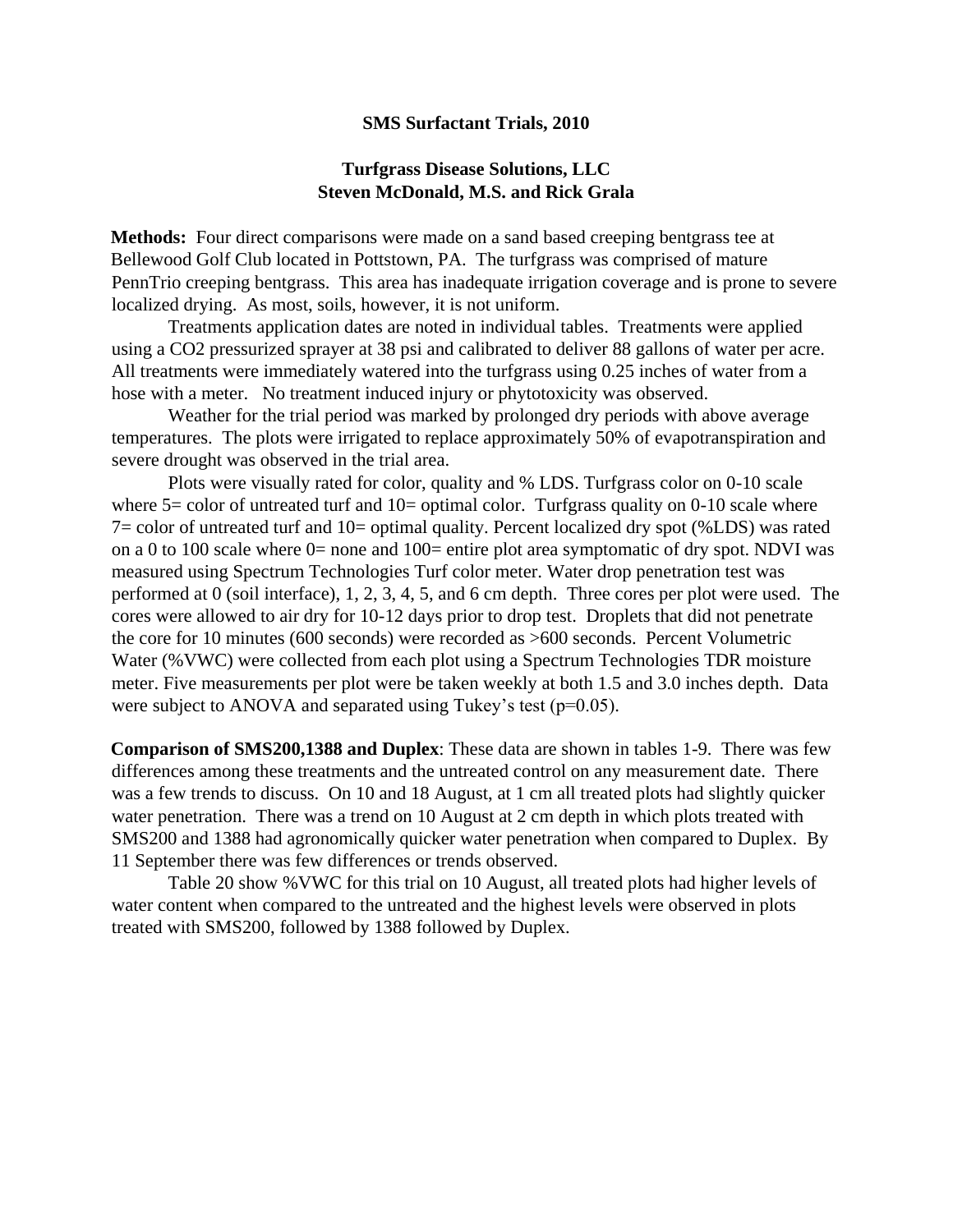**SMS Surfactant Trials, 2010**

**Turfgrass Disease Solutions, LLC**
**Steven McDonald, M.S. and Rick Grala**

**Methods:** Four direct comparisons were made on a sand based creeping bentgrass tee at Bellewood Golf Club located in Pottstown, PA. The turfgrass was comprised of mature PennTrio creeping bentgrass. This area has inadequate irrigation coverage and is prone to severe localized drying. As most, soils, however, it is not uniform.

Treatments application dates are noted in individual tables. Treatments were applied using a $CO_2$ pressurized sprayer at 38 psi and calibrated to deliver 88 gallons of water per acre. All treatments were immediately watered into the turfgrass using 0.25 inches of water from a hose with a meter. No treatment induced injury or phytotoxicity was observed.

Weather for the trial period was marked by prolonged dry periods with above average temperatures. The plots were irrigated to replace approximately 50% of evapotranspiration and severe drought was observed in the trial area.

Plots were visually rated for color, quality and % LDS. Turfgrass color on 0-10 scale where 5= color of untreated turf and 10= optimal color. Turfgrass quality on 0-10 scale where 7= color of untreated turf and 10= optimal quality. Percent localized dry spot (%LDS) was rated on a 0 to 100 scale where 0= none and 100= entire plot area symptomatic of dry spot. NDVI was measured using Spectrum Technologies Turf color meter. Water drop penetration test was performed at 0 (soil interface), 1, 2, 3, 4, 5, and 6 cm depth. Three cores per plot were used. The cores were allowed to air dry for 10-12 days prior to drop test. Droplets that did not penetrate the core for 10 minutes (600 seconds) were recorded as >600 seconds. Percent Volumetric Water (%VWC) were collected from each plot using a Spectrum Technologies TDR moisture meter. Five measurements per plot were be taken weekly at both 1.5 and 3.0 inches depth. Data were subject to ANOVA and separated using Tukey's test ($p=0.05$).

**Comparison of SMS200,1388 and Duplex**: These data are shown in tables 1-9. There was few differences among these treatments and the untreated control on any measurement date. There was a few trends to discuss. On 10 and 18 August, at 1 cm all treated plots had slightly quicker water penetration. There was a trend on 10 August at 2 cm depth in which plots treated with SMS200 and 1388 had agronomically quicker water penetration when compared to Duplex. By 11 September there was few differences or trends observed.

Table 20 show %VWC for this trial on 10 August, all treated plots had higher levels of water content when compared to the untreated and the highest levels were observed in plots treated with SMS200, followed by 1388 followed by Duplex.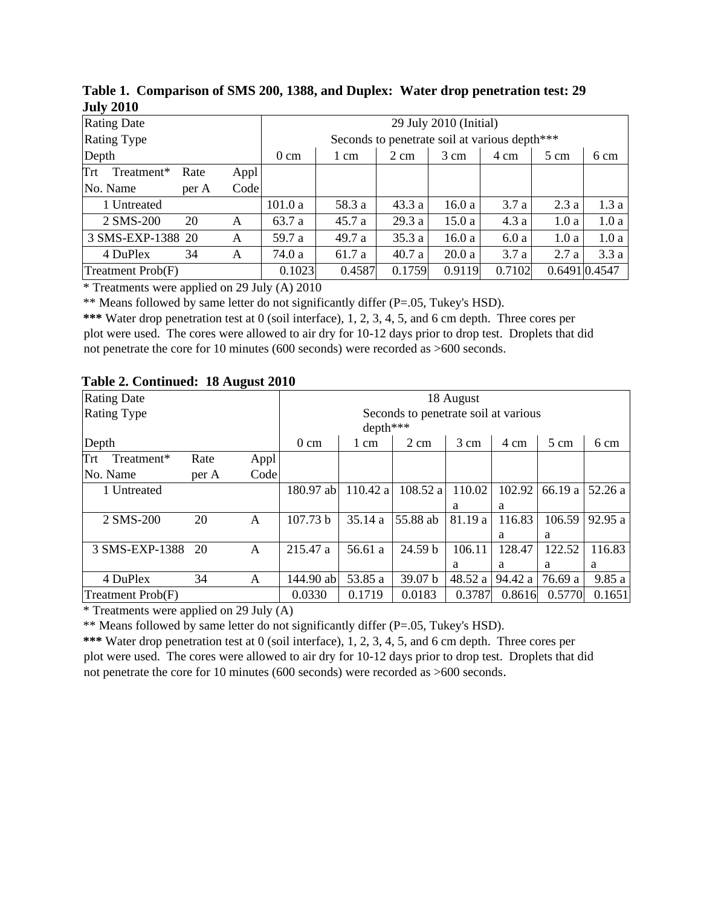**Table 1. Comparison of SMS 200, 1388, and Duplex: Water drop penetration test: 29 July 2010**

| Rating Date | | | 29 July 2010 (Initial) | | | | | | |
|---|---|---|---|---|---|---|---|---|---|
| Rating Type | | | Seconds to penetrate soil at various depth*** | | | | | | |
| Depth | | | 0 cm | 1 cm | 2 cm | 3 cm | 4 cm | 5 cm | 6 cm |
| Trt No. | Treatment* Name | Rate per A | Appl Code | | | | | | |
| 1 | Untreated | | | 101.0 a | 58.3 a | 43.3 a | 16.0 a | 3.7 a | 2.3 a | 1.3 a |
| 2 | SMS-200 | 20 | A | 63.7 a | 45.7 a | 29.3 a | 15.0 a | 4.3 a | 1.0 a | 1.0 a |
| 3 | SMS-EXP-1388 | 20 | A | 59.7 a | 49.7 a | 35.3 a | 16.0 a | 6.0 a | 1.0 a | 1.0 a |
| 4 | DuPlex | 34 | A | 74.0 a | 61.7 a | 40.7 a | 20.0 a | 3.7 a | 2.7 a | 3.3 a |
| Treatment Prob(F) | | | | 0.1023 | 0.4587 | 0.1759 | 0.9119 | 0.7102 | 0.6491 | 0.4547 |

\* Treatments were applied on 29 July (A) 2010

** Means followed by same letter do not significantly differ (P=.05, Tukey's HSD).

**\*\*\*** Water drop penetration test at 0 (soil interface), 1, 2, 3, 4, 5, and 6 cm depth. Three cores per plot were used. The cores were allowed to air dry for 10-12 days prior to drop test. Droplets that did not penetrate the core for 10 minutes (600 seconds) were recorded as >600 seconds.

**Table 2. Continued: 18 August 2010**

| Trt No. | Treatment* Name | Rate per A | Appl Code | 0 cm | 1 cm | 2 cm | 3 cm | 4 cm | 5 cm | 6 cm |
|---|---|---|---|---|---|---|---|---|---|---|
| Rating Date | | | | 18 August | | | | | | |
| Rating Type | | | | Seconds to penetrate soil at various depth*** | | | | | | |
| 1 | Untreated | | | 180.97 ab | 110.42 a | 108.52 a | 110.02 a | 102.92 a | 66.19 a | 52.26 a |
| 2 | SMS-200 | 20 | A | 107.73 b | 35.14 a | 55.88 ab | 81.19 a | 116.83 a | 106.59 a | 92.95 a |
| 3 | SMS-EXP-1388 | 20 | A | 215.47 a | 56.61 a | 24.59 b | 106.11 a | 128.47 a | 122.52 a | 116.83 a |
| 4 | DuPlex | 34 | A | 144.90 ab | 53.85 a | 39.07 b | 48.52 a | 94.42 a | 76.69 a | 9.85 a |
| Treatment Prob(F) | | | | 0.0330 | 0.1719 | 0.0183 | 0.3787 | 0.8616 | 0.5770 | 0.1651 |

\* Treatments were applied on 29 July (A)

** Means followed by same letter do not significantly differ (P=.05, Tukey's HSD).

**\*\*\*** Water drop penetration test at 0 (soil interface), 1, 2, 3, 4, 5, and 6 cm depth. Three cores per plot were used. The cores were allowed to air dry for 10-12 days prior to drop test. Droplets that did not penetrate the core for 10 minutes (600 seconds) were recorded as >600 seconds.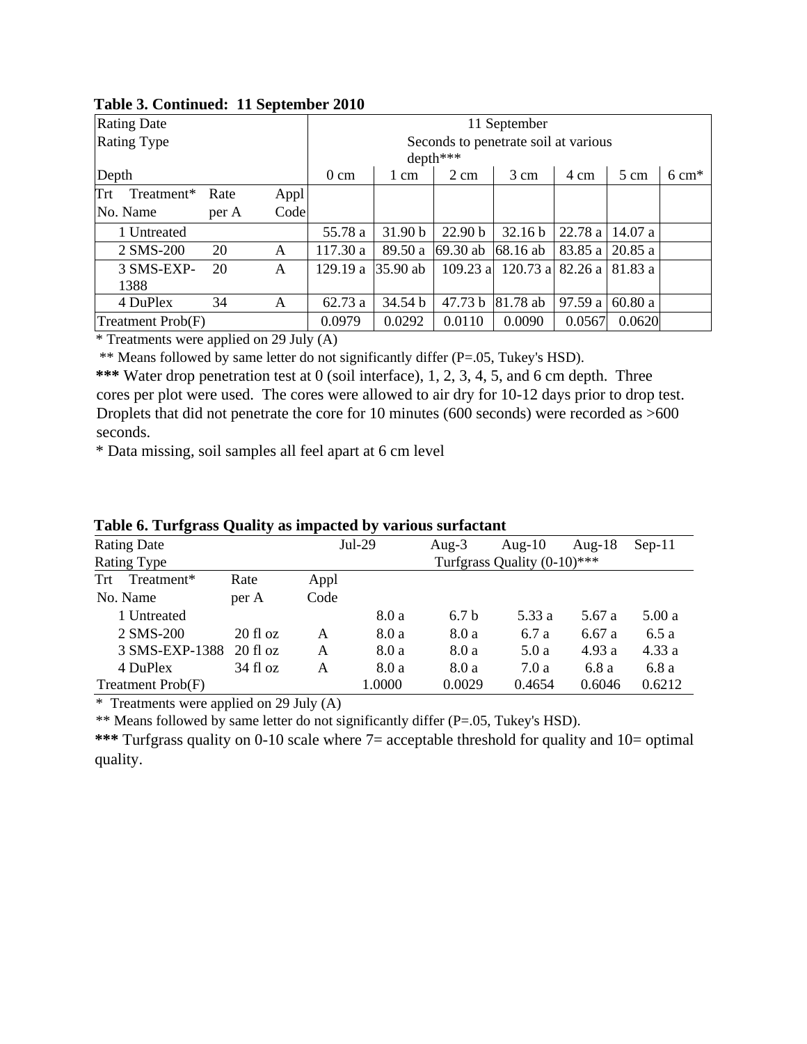**Table 3. Continued: 11 September 2010**

| Rating Date | | | | 11 September | | | | | | |
|---|---|---|---|---|---|---|---|---|---|---|
| Rating Type | | | | Seconds to penetrate soil at various depth*** | | | | | | |
| Depth | | | | 0 cm | 1 cm | 2 cm | 3 cm | 4 cm | 5 cm | 6 cm* |
| Trt No. | Treatment* Name | Rate per A | Appl Code | | | | | | | |
| 1 | Untreated | | | 55.78 a | 31.90 b | 22.90 b | 32.16 b | 22.78 a | 14.07 a | |
| 2 | SMS-200 | 20 | A | 117.30 a | 89.50 a | 69.30 ab | 68.16 ab | 83.85 a | 20.85 a | |
| 3 | SMS-EXP-1388 | 20 | A | 129.19 a | 35.90 ab | 109.23 a | 120.73 a | 82.26 a | 81.83 a | |
| 4 | DuPlex | 34 | A | 62.73 a | 34.54 b | 47.73 b | 81.78 ab | 97.59 a | 60.80 a | |
| Treatment Prob(F) | | | | 0.0979 | 0.0292 | 0.0110 | 0.0090 | 0.0567 | 0.0620 | |

\* Treatments were applied on 29 July (A)

** Means followed by same letter do not significantly differ (P=.05, Tukey's HSD).

**\*\*\*** Water drop penetration test at 0 (soil interface), 1, 2, 3, 4, 5, and 6 cm depth. Three cores per plot were used. The cores were allowed to air dry for 10-12 days prior to drop test. Droplets that did not penetrate the core for 10 minutes (600 seconds) were recorded as >600 seconds.

\* Data missing, soil samples all feel apart at 6 cm level

**Table 6. Turfgrass Quality as impacted by various surfactant**

| Rating Date | | | | Jul-29 | Aug-3 | Aug-10 | Aug-18 | Sep-11 |
|---|---|---|---|---|---|---|---|---|
| Rating Type | | | | Turfgrass Quality (0-10)*** | | | | |
| Trt No. | Treatment* Name | Rate per A | Appl Code | | | | | |
| 1 | Untreated | | | 8.0 a | 6.7 b | 5.33 a | 5.67 a | 5.00 a |
| 2 | SMS-200 | 20 fl oz | A | 8.0 a | 8.0 a | 6.7 a | 6.67 a | 6.5 a |
| 3 | SMS-EXP-1388 | 20 fl oz | A | 8.0 a | 8.0 a | 5.0 a | 4.93 a | 4.33 a |
| 4 | DuPlex | 34 fl oz | A | 8.0 a | 8.0 a | 7.0 a | 6.8 a | 6.8 a |
| Treatment Prob(F) | | | | 1.0000 | 0.0029 | 0.4654 | 0.6046 | 0.6212 |

\* Treatments were applied on 29 July (A)

** Means followed by same letter do not significantly differ (P=.05, Tukey's HSD).

**\*\*\*** Turfgrass quality on 0-10 scale where 7= acceptable threshold for quality and 10= optimal quality.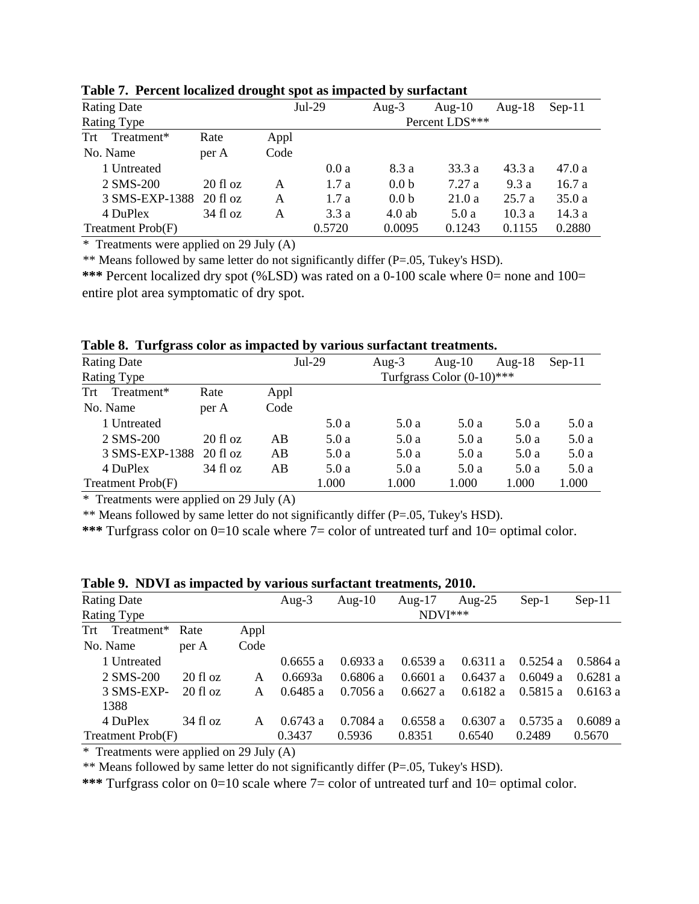**Table 7. Percent localized drought spot as impacted by surfactant**

| Rating Date | | | Jul-29 | Aug-3 | Aug-10 | Aug-18 | Sep-11 |
|---|---|---|---|---|---|---|---|
| Rating Type | | | Percent LDS*** | | | | |
| Trt No. Treatment* Name | Rate per A | Appl Code | | | | | |
| 1 Untreated | | | 0.0 a | 8.3 a | 33.3 a | 43.3 a | 47.0 a |
| 2 SMS-200 | 20 fl oz | A | 1.7 a | 0.0 b | 7.27 a | 9.3 a | 16.7 a |
| 3 SMS-EXP-1388 | 20 fl oz | A | 1.7 a | 0.0 b | 21.0 a | 25.7 a | 35.0 a |
| 4 DuPlex | 34 fl oz | A | 3.3 a | 4.0 ab | 5.0 a | 10.3 a | 14.3 a |
| Treatment Prob(F) | | | 0.5720 | 0.0095 | 0.1243 | 0.1155 | 0.2880 |

* Treatments were applied on 29 July (A)

** Means followed by same letter do not significantly differ (P=.05, Tukey's HSD).

**\*\*\*** Percent localized dry spot (%LSD) was rated on a 0-100 scale where 0= none and 100= entire plot area symptomatic of dry spot.

**Table 8. Turfgrass color as impacted by various surfactant treatments.**

| Rating Date | | | Jul-29 | Aug-3 | Aug-10 | Aug-18 | Sep-11 |
|---|---|---|---|---|---|---|---|
| Rating Type | | | Turfgrass Color (0-10)*** | | | | |
| Trt No. Treatment* Name | Rate per A | Appl Code | | | | | |
| 1 Untreated | | | 5.0 a | 5.0 a | 5.0 a | 5.0 a | 5.0 a |
| 2 SMS-200 | 20 fl oz | AB | 5.0 a | 5.0 a | 5.0 a | 5.0 a | 5.0 a |
| 3 SMS-EXP-1388 | 20 fl oz | AB | 5.0 a | 5.0 a | 5.0 a | 5.0 a | 5.0 a |
| 4 DuPlex | 34 fl oz | AB | 5.0 a | 5.0 a | 5.0 a | 5.0 a | 5.0 a |
| Treatment Prob(F) | | | 1.000 | 1.000 | 1.000 | 1.000 | 1.000 |

* Treatments were applied on 29 July (A)

** Means followed by same letter do not significantly differ (P=.05, Tukey's HSD).

**\*\*\*** Turfgrass color on 0=10 scale where 7= color of untreated turf and 10= optimal color.

**Table 9. NDVI as impacted by various surfactant treatments, 2010.**

| Rating Date | | | Aug-3 | Aug-10 | Aug-17 | Aug-25 | Sep-1 | Sep-11 |
|---|---|---|---|---|---|---|---|---|
| Rating Type | | | NDVI*** | | | | | |
| Trt No. Treatment* Name | Rate per A | Appl Code | | | | | | |
| 1 Untreated | | | 0.6655 a | 0.6933 a | 0.6539 a | 0.6311 a | 0.5254 a | 0.5864 a |
| 2 SMS-200 | 20 fl oz | A | 0.6693a | 0.6806 a | 0.6601 a | 0.6437 a | 0.6049 a | 0.6281 a |
| 3 SMS-EXP-1388 | 20 fl oz | A | 0.6485 a | 0.7056 a | 0.6627 a | 0.6182 a | 0.5815 a | 0.6163 a |
| 4 DuPlex | 34 fl oz | A | 0.6743 a | 0.7084 a | 0.6558 a | 0.6307 a | 0.5735 a | 0.6089 a |
| Treatment Prob(F) | | | 0.3437 | 0.5936 | 0.8351 | 0.6540 | 0.2489 | 0.5670 |

* Treatments were applied on 29 July (A)

** Means followed by same letter do not significantly differ (P=.05, Tukey's HSD).

**\*\*\*** Turfgrass color on 0=10 scale where 7= color of untreated turf and 10= optimal color.